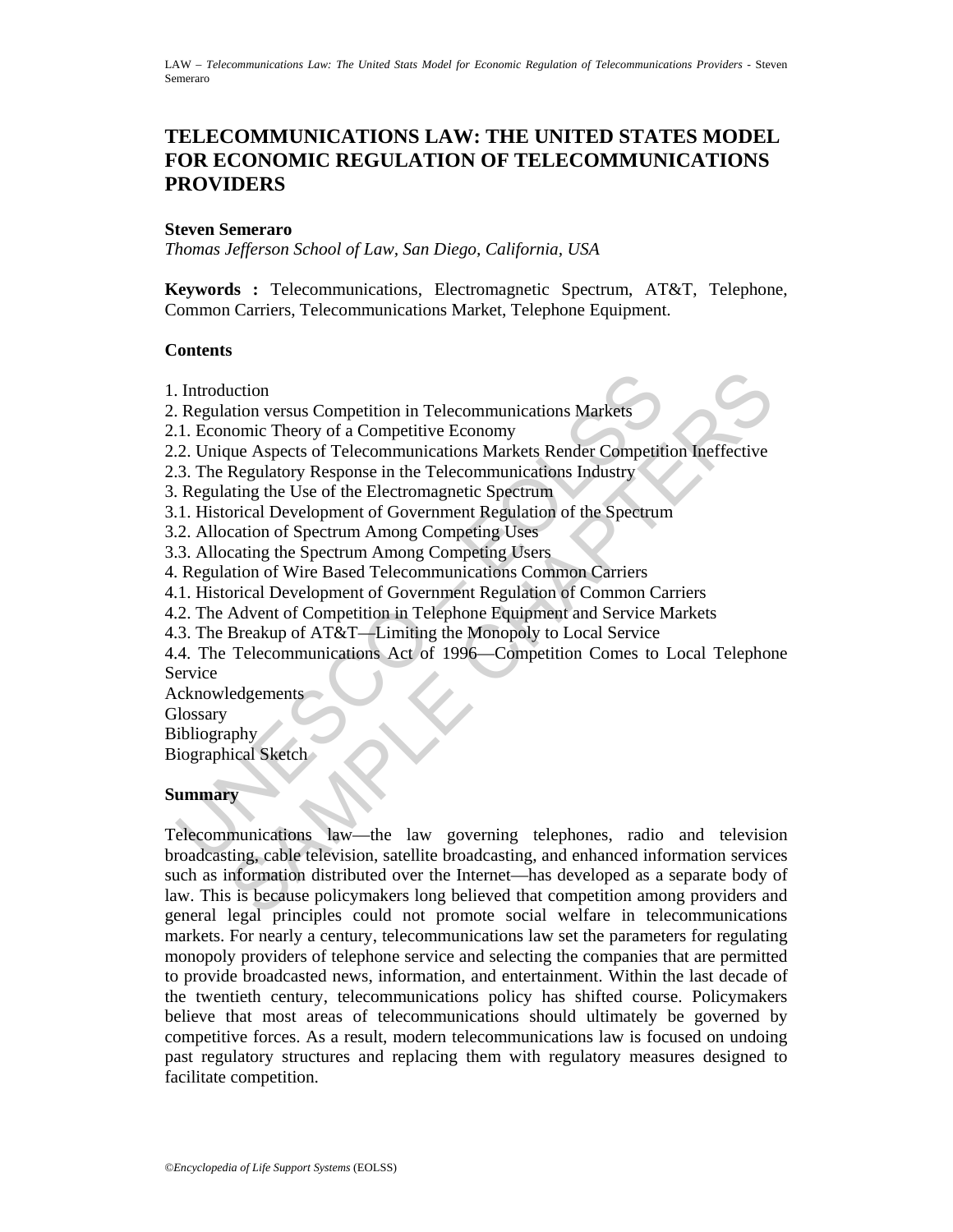# TELECOMMUNICATIONS LAW: THE UNITED STATES MODEL FOR ECONOMIC REGULATION OF TELECOMMUNICATIONS PROVIDERS

**Steven Semeraro**

*Thomas Jefferson School of Law, San Diego, California, USA*

**Keywords :** Telecommunications, Electromagnetic Spectrum, AT&T, Telephone, Common Carriers, Telecommunications Market, Telephone Equipment.

## Contents

1. Introduction
2. Regulation versus Competition in Telecommunications Markets
2.1. Economic Theory of a Competitive Economy
2.2. Unique Aspects of Telecommunications Markets Render Competition Ineffective
2.3. The Regulatory Response in the Telecommunications Industry
3. Regulating the Use of the Electromagnetic Spectrum
3.1. Historical Development of Government Regulation of the Spectrum
3.2. Allocation of Spectrum Among Competing Uses
3.3. Allocating the Spectrum Among Competing Users
4. Regulation of Wire Based Telecommunications Common Carriers
4.1. Historical Development of Government Regulation of Common Carriers
4.2. The Advent of Competition in Telephone Equipment and Service Markets
4.3. The Breakup of AT&T—Limiting the Monopoly to Local Service
4.4. The Telecommunications Act of 1996—Competition Comes to Local Telephone Service

Acknowledgements
Glossary
Bibliography
Biographical Sketch

## Summary

Telecommunications law—the law governing telephones, radio and television broadcasting, cable television, satellite broadcasting, and enhanced information services such as information distributed over the Internet—has developed as a separate body of law. This is because policymakers long believed that competition among providers and general legal principles could not promote social welfare in telecommunications markets. For nearly a century, telecommunications law set the parameters for regulating monopoly providers of telephone service and selecting the companies that are permitted to provide broadcasted news, information, and entertainment. Within the last decade of the twentieth century, telecommunications policy has shifted course. Policymakers believe that most areas of telecommunications should ultimately be governed by competitive forces. As a result, modern telecommunications law is focused on undoing past regulatory structures and replacing them with regulatory measures designed to facilitate competition.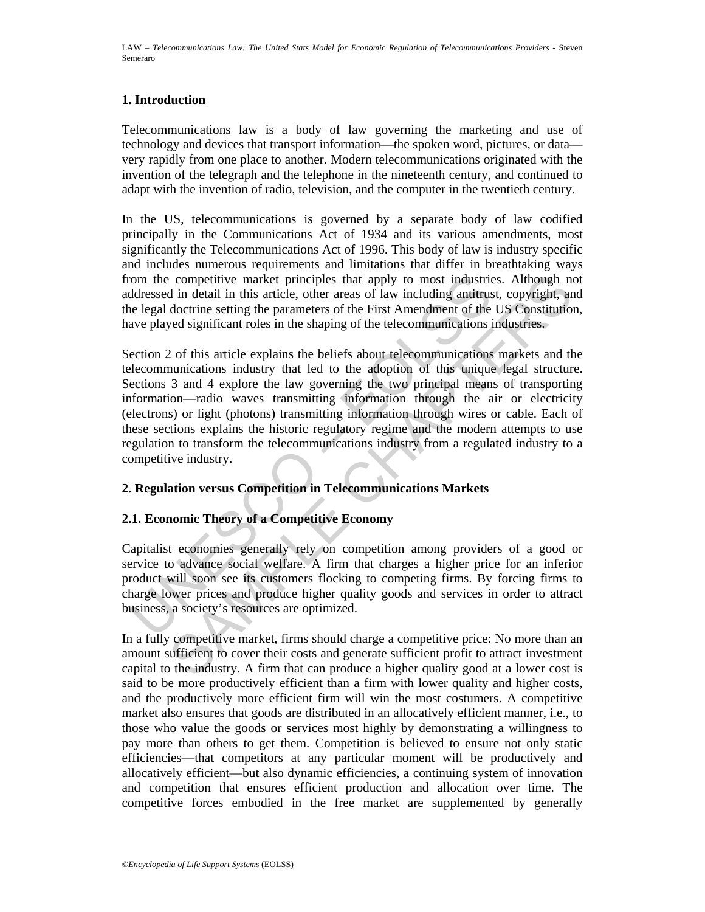## 1. Introduction

Telecommunications law is a body of law governing the marketing and use of technology and devices that transport information—the spoken word, pictures, or data—very rapidly from one place to another. Modern telecommunications originated with the invention of the telegraph and the telephone in the nineteenth century, and continued to adapt with the invention of radio, television, and the computer in the twentieth century.

In the US, telecommunications is governed by a separate body of law codified principally in the Communications Act of 1934 and its various amendments, most significantly the Telecommunications Act of 1996. This body of law is industry specific and includes numerous requirements and limitations that differ in breathtaking ways from the competitive market principles that apply to most industries. Although not addressed in detail in this article, other areas of law including antitrust, copyright, and the legal doctrine setting the parameters of the First Amendment of the US Constitution, have played significant roles in the shaping of the telecommunications industries.

Section 2 of this article explains the beliefs about telecommunications markets and the telecommunications industry that led to the adoption of this unique legal structure. Sections 3 and 4 explore the law governing the two principal means of transporting information—radio waves transmitting information through the air or electricity (electrons) or light (photons) transmitting information through wires or cable. Each of these sections explains the historic regulatory regime and the modern attempts to use regulation to transform the telecommunications industry from a regulated industry to a competitive industry.

## 2. Regulation versus Competition in Telecommunications Markets

### 2.1. Economic Theory of a Competitive Economy

Capitalist economies generally rely on competition among providers of a good or service to advance social welfare. A firm that charges a higher price for an inferior product will soon see its customers flocking to competing firms. By forcing firms to charge lower prices and produce higher quality goods and services in order to attract business, a society's resources are optimized.

In a fully competitive market, firms should charge a competitive price: No more than an amount sufficient to cover their costs and generate sufficient profit to attract investment capital to the industry. A firm that can produce a higher quality good at a lower cost is said to be more productively efficient than a firm with lower quality and higher costs, and the productively more efficient firm will win the most costumers. A competitive market also ensures that goods are distributed in an allocatively efficient manner, i.e., to those who value the goods or services most highly by demonstrating a willingness to pay more than others to get them. Competition is believed to ensure not only static efficiencies—that competitors at any particular moment will be productively and allocatively efficient—but also dynamic efficiencies, a continuing system of innovation and competition that ensures efficient production and allocation over time. The competitive forces embodied in the free market are supplemented by generally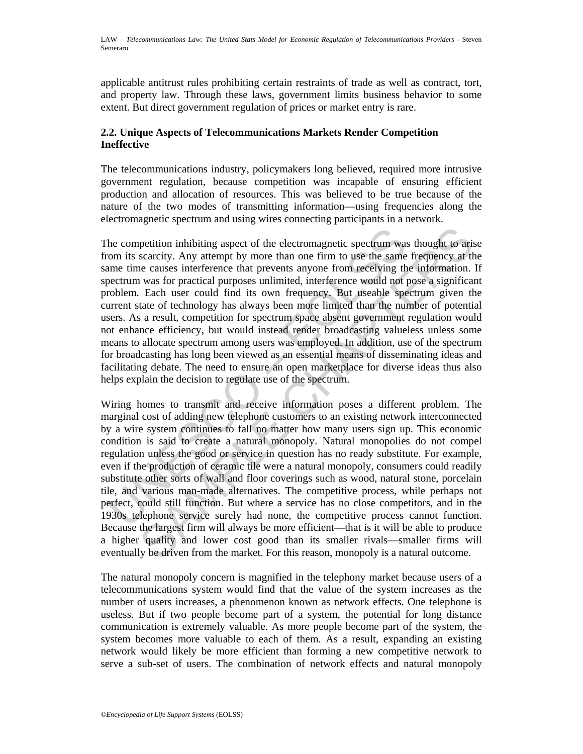applicable antitrust rules prohibiting certain restraints of trade as well as contract, tort, and property law. Through these laws, government limits business behavior to some extent. But direct government regulation of prices or market entry is rare.

### 2.2. Unique Aspects of Telecommunications Markets Render Competition Ineffective

The telecommunications industry, policymakers long believed, required more intrusive government regulation, because competition was incapable of ensuring efficient production and allocation of resources. This was believed to be true because of the nature of the two modes of transmitting information—using frequencies along the electromagnetic spectrum and using wires connecting participants in a network.

The competition inhibiting aspect of the electromagnetic spectrum was thought to arise from its scarcity. Any attempt by more than one firm to use the same frequency at the same time causes interference that prevents anyone from receiving the information. If spectrum was for practical purposes unlimited, interference would not pose a significant problem. Each user could find its own frequency. But useable spectrum given the current state of technology has always been more limited than the number of potential users. As a result, competition for spectrum space absent government regulation would not enhance efficiency, but would instead render broadcasting valueless unless some means to allocate spectrum among users was employed. In addition, use of the spectrum for broadcasting has long been viewed as an essential means of disseminating ideas and facilitating debate. The need to ensure an open marketplace for diverse ideas thus also helps explain the decision to regulate use of the spectrum.

Wiring homes to transmit and receive information poses a different problem. The marginal cost of adding new telephone customers to an existing network interconnected by a wire system continues to fall no matter how many users sign up. This economic condition is said to create a natural monopoly. Natural monopolies do not compel regulation unless the good or service in question has no ready substitute. For example, even if the production of ceramic tile were a natural monopoly, consumers could readily substitute other sorts of wall and floor coverings such as wood, natural stone, porcelain tile, and various man-made alternatives. The competitive process, while perhaps not perfect, could still function. But where a service has no close competitors, and in the 1930s telephone service surely had none, the competitive process cannot function. Because the largest firm will always be more efficient—that is it will be able to produce a higher quality and lower cost good than its smaller rivals—smaller firms will eventually be driven from the market. For this reason, monopoly is a natural outcome.

The natural monopoly concern is magnified in the telephony market because users of a telecommunications system would find that the value of the system increases as the number of users increases, a phenomenon known as network effects. One telephone is useless. But if two people become part of a system, the potential for long distance communication is extremely valuable. As more people become part of the system, the system becomes more valuable to each of them. As a result, expanding an existing network would likely be more efficient than forming a new competitive network to serve a sub-set of users. The combination of network effects and natural monopoly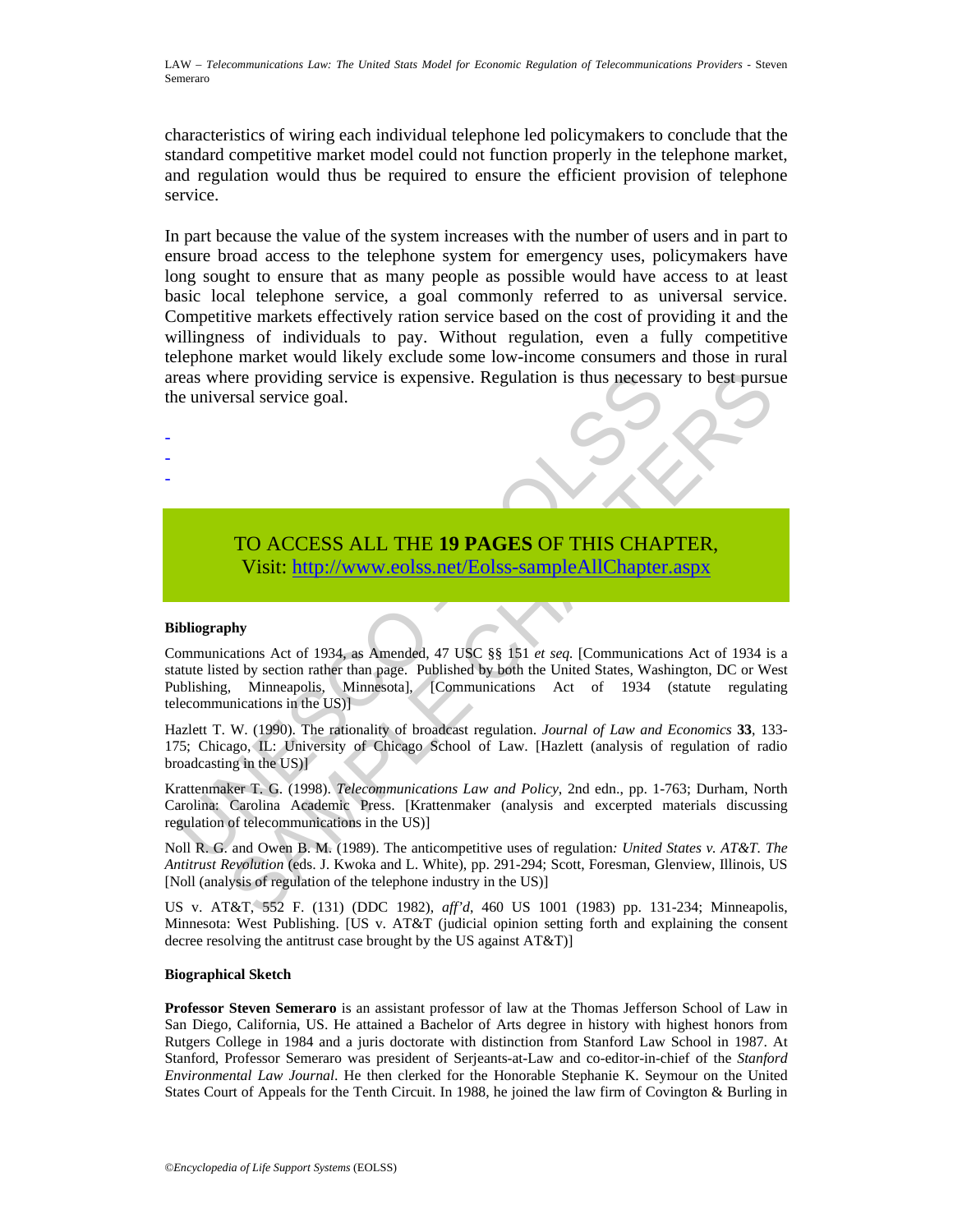characteristics of wiring each individual telephone led policymakers to conclude that the standard competitive market model could not function properly in the telephone market, and regulation would thus be required to ensure the efficient provision of telephone service.

In part because the value of the system increases with the number of users and in part to ensure broad access to the telephone system for emergency uses, policymakers have long sought to ensure that as many people as possible would have access to at least basic local telephone service, a goal commonly referred to as universal service. Competitive markets effectively ration service based on the cost of providing it and the willingness of individuals to pay. Without regulation, even a fully competitive telephone market would likely exclude some low-income consumers and those in rural areas where providing service is expensive. Regulation is thus necessary to best pursue the universal service goal.

-
-
-

TO ACCESS ALL THE **19 PAGES** OF THIS CHAPTER,
Visit: http://www.eolss.net/Eolss-sampleAllChapter.aspx

**Bibliography**

Communications Act of 1934, as Amended, 47 USC §§ 151 *et seq.* [Communications Act of 1934 is a statute listed by section rather than page. Published by both the United States, Washington, DC or West Publishing, Minneapolis, Minnesota], [Communications Act of 1934 (statute regulating telecommunications in the US)]

Hazlett T. W. (1990). The rationality of broadcast regulation. *Journal of Law and Economics* **33**, 133-175; Chicago, IL: University of Chicago School of Law. [Hazlett (analysis of regulation of radio broadcasting in the US)]

Krattenmaker T. G. (1998). *Telecommunications Law and Policy*, 2nd edn., pp. 1-763; Durham, North Carolina: Carolina Academic Press. [Krattenmaker (analysis and excerpted materials discussing regulation of telecommunications in the US)]

Noll R. G. and Owen B. M. (1989). The anticompetitive uses of regulation*: United States v. AT&T. The Antitrust Revolution* (eds. J. Kwoka and L. White), pp. 291-294; Scott, Foresman, Glenview, Illinois, US [Noll (analysis of regulation of the telephone industry in the US)]

US v. AT&T, 552 F. (131) (DDC 1982), *aff'd*, 460 US 1001 (1983) pp. 131-234; Minneapolis, Minnesota: West Publishing. [US v. AT&T (judicial opinion setting forth and explaining the consent decree resolving the antitrust case brought by the US against AT&T)]

**Biographical Sketch**

**Professor Steven Semeraro** is an assistant professor of law at the Thomas Jefferson School of Law in San Diego, California, US. He attained a Bachelor of Arts degree in history with highest honors from Rutgers College in 1984 and a juris doctorate with distinction from Stanford Law School in 1987. At Stanford, Professor Semeraro was president of Serjeants-at-Law and co-editor-in-chief of the *Stanford Environmental Law Journal*. He then clerked for the Honorable Stephanie K. Seymour on the United States Court of Appeals for the Tenth Circuit. In 1988, he joined the law firm of Covington & Burling in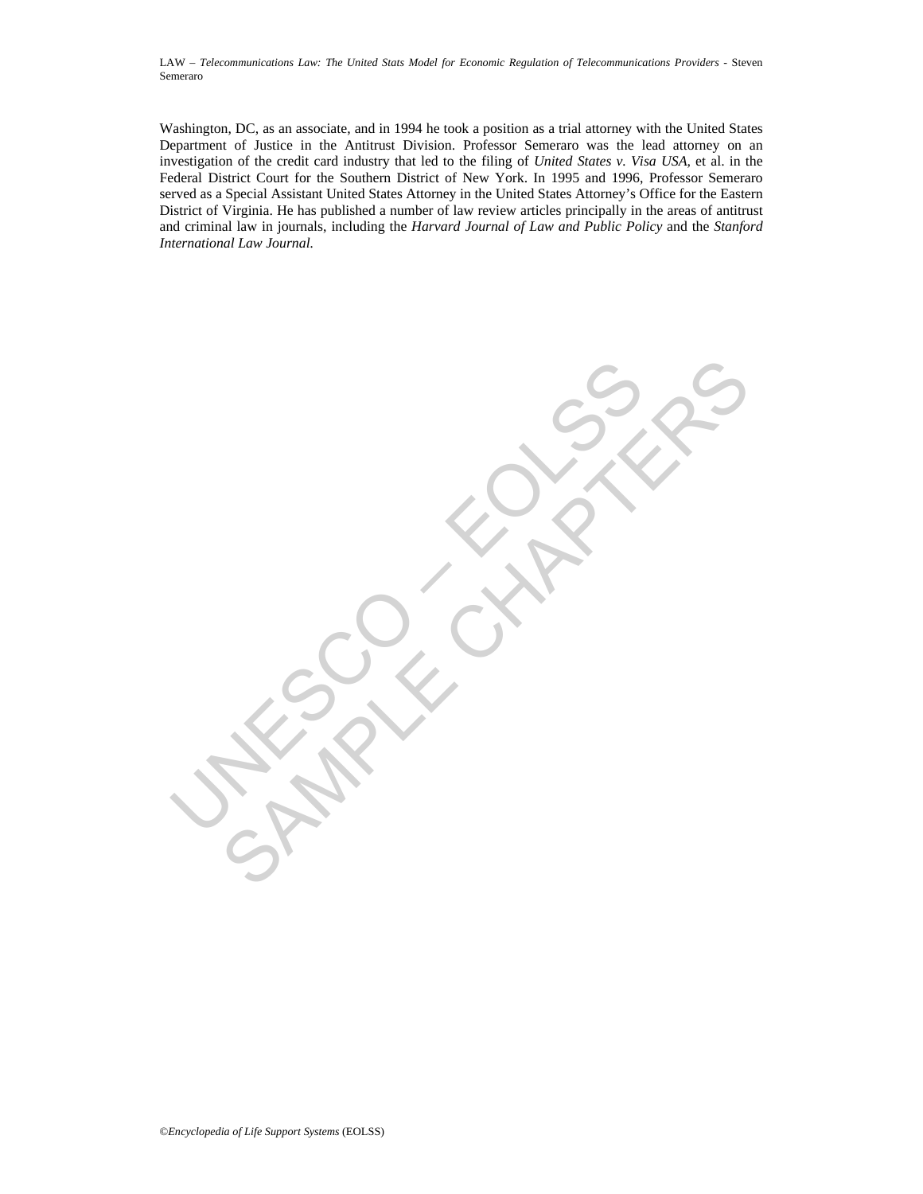Washington, DC, as an associate, and in 1994 he took a position as a trial attorney with the United States Department of Justice in the Antitrust Division. Professor Semeraro was the lead attorney on an investigation of the credit card industry that led to the filing of *United States v. Visa USA,* et al. in the Federal District Court for the Southern District of New York. In 1995 and 1996, Professor Semeraro served as a Special Assistant United States Attorney in the United States Attorney's Office for the Eastern District of Virginia. He has published a number of law review articles principally in the areas of antitrust and criminal law in journals, including the *Harvard Journal of Law and Public Policy* and the *Stanford International Law Journal.*